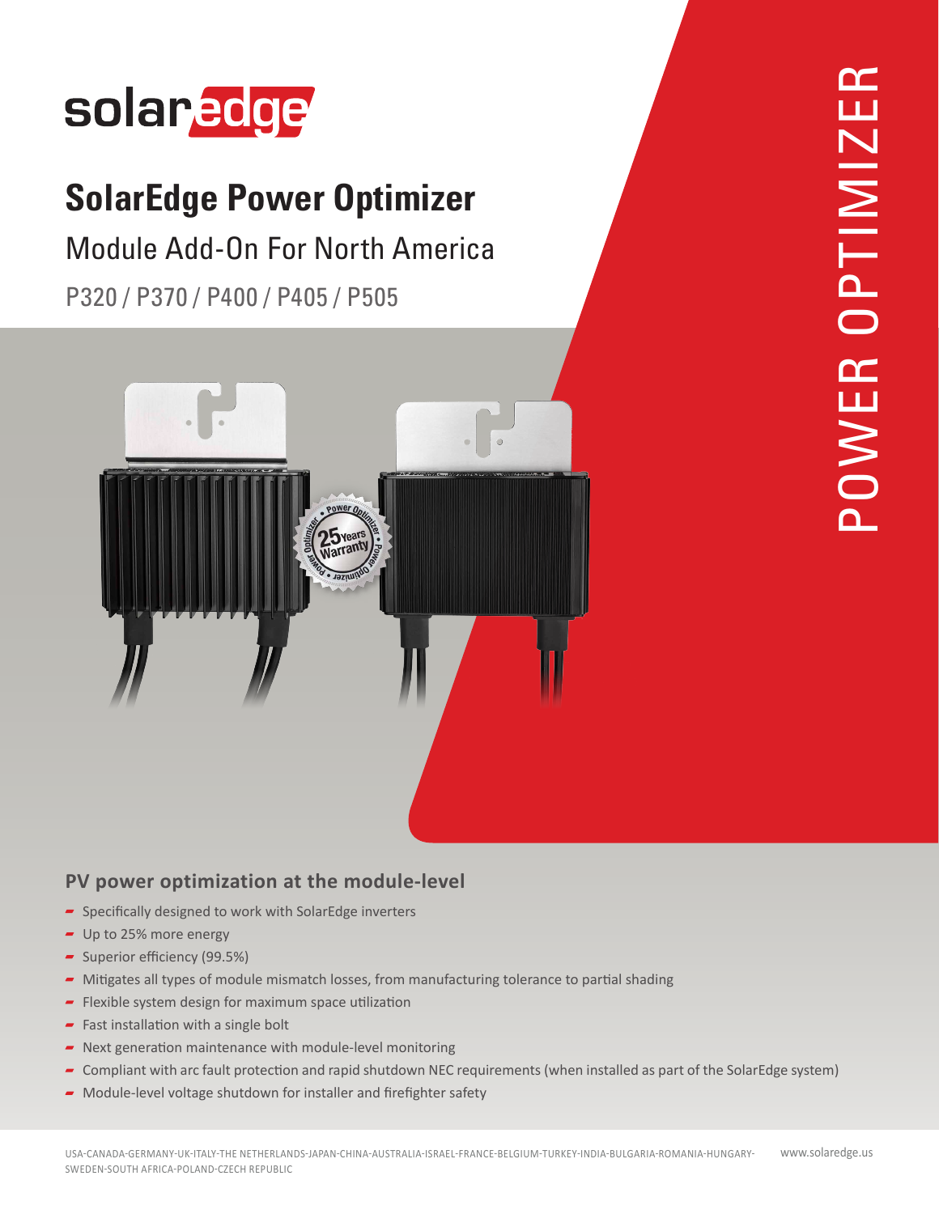solaredge

# SolarEdge Power Optimizer

## Module Add-On For North America

P320 / P370 / P400 / P405 / P505

POWER OPTIMIZER

### PV power optimization at the module-level

- Specifically designed to work with SolarEdge inverters
- Up to 25% more energy
- Superior efficiency (99.5%)
- Mitigates all types of module mismatch losses, from manufacturing tolerance to partial shading
- Flexible system design for maximum space utilization
- Fast installation with a single bolt
- Next generation maintenance with module-level monitoring
- Compliant with arc fault protection and rapid shutdown NEC requirements (when installed as part of the SolarEdge system)
- Module-level voltage shutdown for installer and firefighter safety

USA-CANADA-GERMANY-UK-ITALY-THE NETHERLANDS-JAPAN-CHINA-AUSTRALIA-ISRAEL-FRANCE-BELGIUM-TURKEY-INDIA-BULGARIA-ROMANIA-HUNGARY-SWEDEN-SOUTH AFRICA-POLAND-CZECH REPUBLIC

www.solaredge.us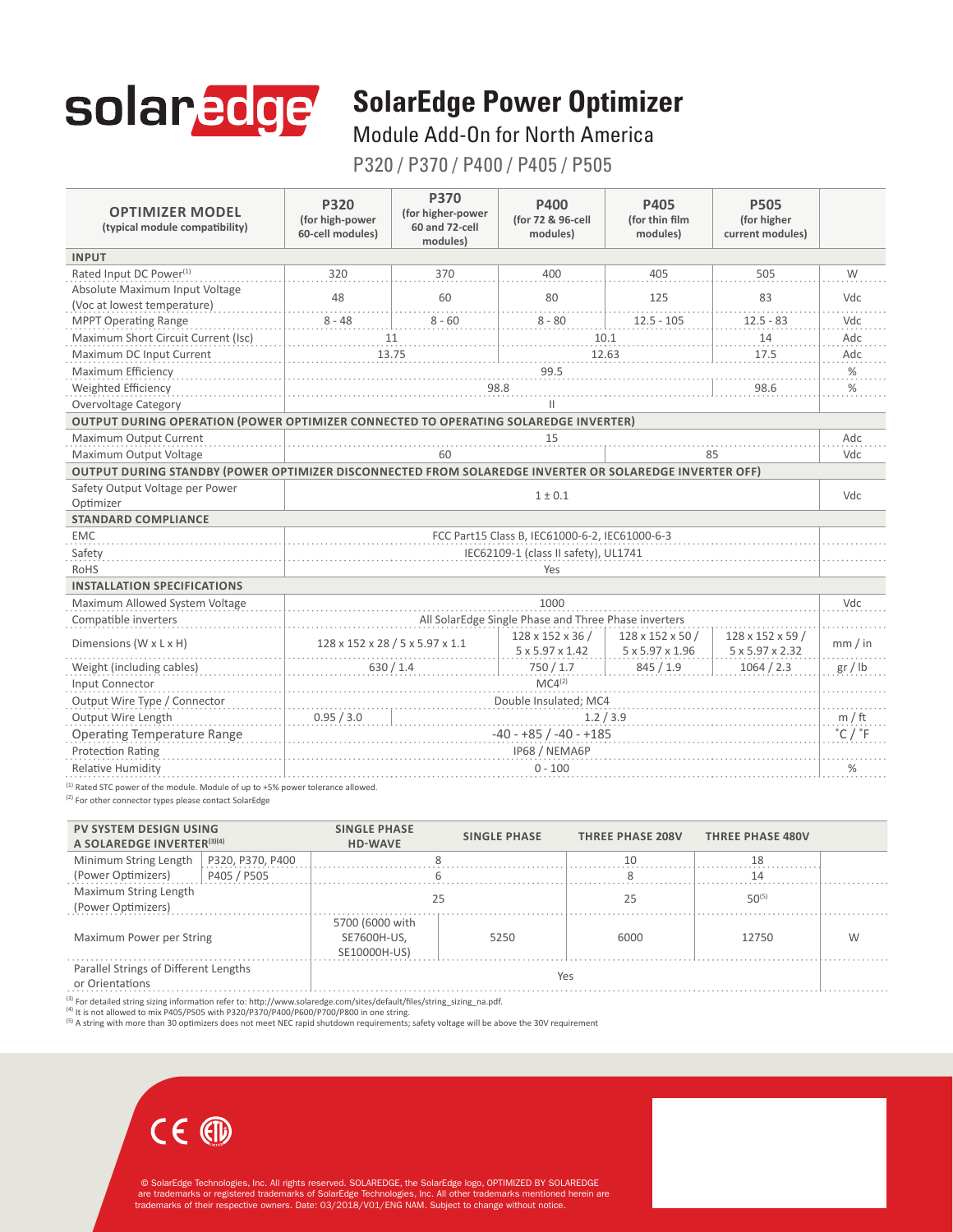# SolarEdge Power Optimizer

## Module Add-On for North America

## P320 / P370 / P400 / P405 / P505

| OPTIMIZER MODEL (typical module compatibility) | P320 (for high-power 60-cell modules) | P370 (for higher-power 60 and 72-cell modules) | P400 (for 72 & 96-cell modules) | P405 (for thin film modules) | P505 (for higher current modules) | |
|---|---|---|---|---|---|---|
| **INPUT** | | | | | | |
| Rated Input DC Power[1] | 320 | 370 | 400 | 405 | 505 | W |
| Absolute Maximum Input Voltage (Voc at lowest temperature) | 48 | 60 | 80 | 125 | 83 | Vdc |
| MPPT Operating Range | 8 - 48 | 8 - 60 | 8 - 80 | 12.5 - 105 | 12.5 - 83 | Vdc |
| Maximum Short Circuit Current (Isc) | 11 | | 10.1 | | 14 | Adc |
| Maximum DC Input Current | 13.75 | | 12.63 | | 17.5 | Adc |
| Maximum Efficiency | 99.5 | | | | | % |
| Weighted Efficiency | 98.8 | | | | 98.6 | % |
| Overvoltage Category | II | | | | | |
| **OUTPUT DURING OPERATION (POWER OPTIMIZER CONNECTED TO OPERATING SOLAREDGE INVERTER)** | | | | | | |
| Maximum Output Current | 15 | | | | | Adc |
| Maximum Output Voltage | 60 | | | 85 | | Vdc |
| **OUTPUT DURING STANDBY (POWER OPTIMIZER DISCONNECTED FROM SOLAREDGE INVERTER OR SOLAREDGE INVERTER OFF)** | | | | | | |
| Safety Output Voltage per Power Optimizer | 1 ± 0.1 | | | | | Vdc |
| **STANDARD COMPLIANCE** | | | | | | |
| EMC | FCC Part15 Class B, IEC61000-6-2, IEC61000-6-3 | | | | | |
| Safety | IEC62109-1 (class II safety), UL1741 | | | | | |
| RoHS | Yes | | | | | |
| **INSTALLATION SPECIFICATIONS** | | | | | | |
| Maximum Allowed System Voltage | 1000 | | | | | Vdc |
| Compatible inverters | All SolarEdge Single Phase and Three Phase inverters | | | | | |
| Dimensions (W x L x H) | 128 x 152 x 28 / 5 x 5.97 x 1.1 | | 128 x 152 x 36 / 5 x 5.97 x 1.42 | 128 x 152 x 50 / 5 x 5.97 x 1.96 | 128 x 152 x 59 / 5 x 5.97 x 2.32 | mm / in |
| Weight (including cables) | 630 / 1.4 | | 750 / 1.7 | 845 / 1.9 | 1064 / 2.3 | gr / lb |
| Input Connector | MC4[2] | | | | | |
| Output Wire Type / Connector | Double Insulated; MC4 | | | | | |
| Output Wire Length | 0.95 / 3.0 | 1.2 / 3.9 | | | | m / ft |
| Operating Temperature Range | -40 - +85 / -40 - +185 | | | | | ˚C / ˚F |
| Protection Rating | IP68 / NEMA6P | | | | | |
| Relative Humidity | 0 - 100 | | | | | % |

[1] Rated STC power of the module. Module of up to +5% power tolerance allowed.
[2] For other connector types please contact SolarEdge

| PV SYSTEM DESIGN USING A SOLAREDGE INVERTER[3][4] | | SINGLE PHASE HD-WAVE | SINGLE PHASE | THREE PHASE 208V | THREE PHASE 480V | |
|---|---|---|---|---|---|---|
| Minimum String Length (Power Optimizers) | P320, P370, P400 | 8 | | 10 | 18 | |
| | P405 / P505 | 6 | | 8 | 14 | |
| Maximum String Length (Power Optimizers) | | 25 | | 25 | 50[5] | |
| Maximum Power per String | | 5700 (6000 with SE7600H-US, SE10000H-US) | 5250 | 6000 | 12750 | W |
| Parallel Strings of Different Lengths or Orientations | | Yes | | | | |

[3] For detailed string sizing information refer to: http://www.solaredge.com/sites/default/files/string_sizing_na.pdf.
[4] It is not allowed to mix P405/P505 with P320/P370/P400/P600/P700/P800 in one string.
[5] A string with more than 30 optimizers does not meet NEC rapid shutdown requirements; safety voltage will be above the 30V requirement

© SolarEdge Technologies, Inc. All rights reserved. SOLAREDGE, the SolarEdge logo, OPTIMIZED BY SOLAREDGE are trademarks or registered trademarks of SolarEdge Technologies, Inc. All other trademarks mentioned herein are trademarks of their respective owners. Date: 03/2018/V01/ENG NAM. Subject to change without notice.